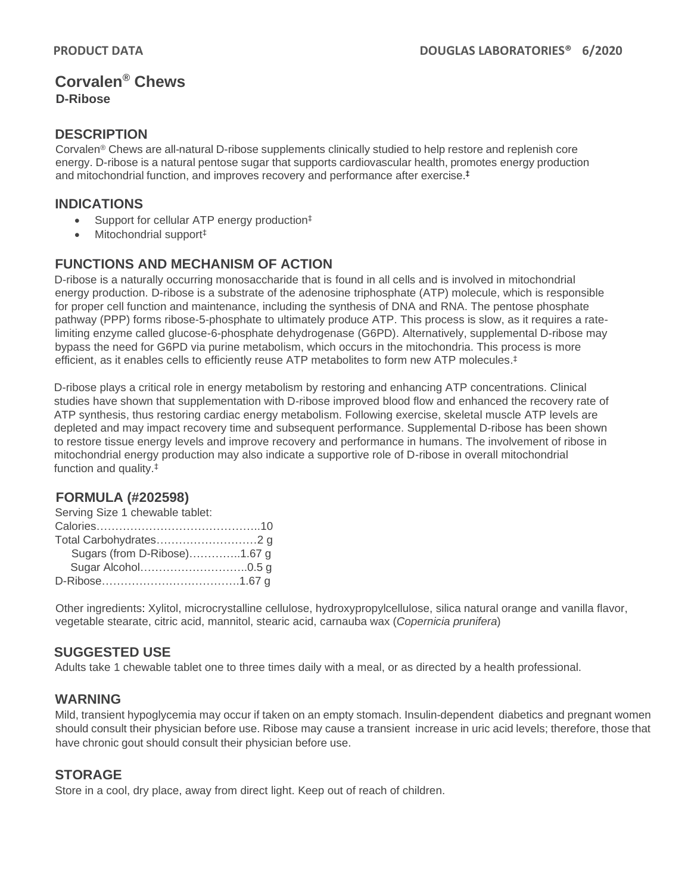# Corvalen® Chews

**D-Ribose**

## DESCRIPTION

Corvalen® Chews are all-natural D-ribose supplements clinically studied to help restore and replenish core energy. D-ribose is a natural pentose sugar that supports cardiovascular health, promotes energy production and mitochondrial function, and improves recovery and performance after exercise.‡

## INDICATIONS

- Support for cellular ATP energy production‡
- Mitochondrial support‡

## FUNCTIONS AND MECHANISM OF ACTION

D-ribose is a naturally occurring monosaccharide that is found in all cells and is involved in mitochondrial energy production. D-ribose is a substrate of the adenosine triphosphate (ATP) molecule, which is responsible for proper cell function and maintenance, including the synthesis of DNA and RNA. The pentose phosphate pathway (PPP) forms ribose-5-phosphate to ultimately produce ATP. This process is slow, as it requires a rate-limiting enzyme called glucose-6-phosphate dehydrogenase (G6PD). Alternatively, supplemental D-ribose may bypass the need for G6PD via purine metabolism, which occurs in the mitochondria. This process is more efficient, as it enables cells to efficiently reuse ATP metabolites to form new ATP molecules.‡

D-ribose plays a critical role in energy metabolism by restoring and enhancing ATP concentrations. Clinical studies have shown that supplementation with D-ribose improved blood flow and enhanced the recovery rate of ATP synthesis, thus restoring cardiac energy metabolism. Following exercise, skeletal muscle ATP levels are depleted and may impact recovery time and subsequent performance. Supplemental D-ribose has been shown to restore tissue energy levels and improve recovery and performance in humans. The involvement of ribose in mitochondrial energy production may also indicate a supportive role of D-ribose in overall mitochondrial function and quality.‡

## FORMULA (#202598)

Serving Size 1 chewable tablet:

| | |
|---|---|
| Calories | 10 |
| Total Carbohydrates | 2 g |
| Sugars (from D-Ribose) | 1.67 g |
| Sugar Alcohol | 0.5 g |
| D-Ribose | 1.67 g |

Other ingredients: Xylitol, microcrystalline cellulose, hydroxypropylcellulose, silica natural orange and vanilla flavor, vegetable stearate, citric acid, mannitol, stearic acid, carnauba wax (*Copernicia prunifera*)

## SUGGESTED USE

Adults take 1 chewable tablet one to three times daily with a meal, or as directed by a health professional.

## WARNING

Mild, transient hypoglycemia may occur if taken on an empty stomach. Insulin-dependent diabetics and pregnant women should consult their physician before use. Ribose may cause a transient increase in uric acid levels; therefore, those that have chronic gout should consult their physician before use.

## STORAGE

Store in a cool, dry place, away from direct light. Keep out of reach of children.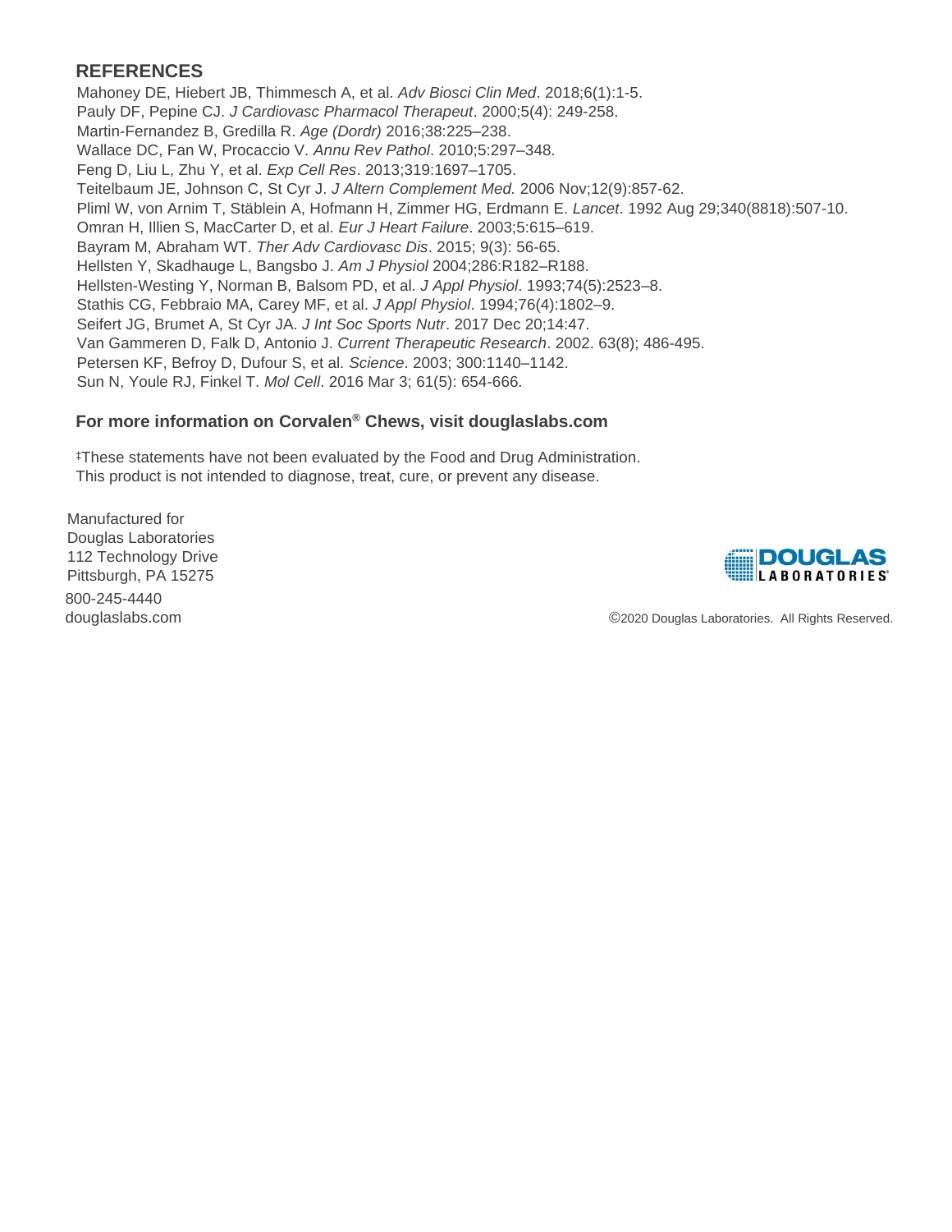## REFERENCES

Mahoney DE, Hiebert JB, Thimmesch A, et al. *Adv Biosci Clin Med*. 2018;6(1):1-5.
Pauly DF, Pepine CJ. *J Cardiovasc Pharmacol Therapeut*. 2000;5(4): 249-258.
Martin-Fernandez B, Gredilla R. *Age (Dordr)* 2016;38:225–238.
Wallace DC, Fan W, Procaccio V. *Annu Rev Pathol*. 2010;5:297–348.
Feng D, Liu L, Zhu Y, et al. *Exp Cell Res*. 2013;319:1697–1705.
Teitelbaum JE, Johnson C, St Cyr J. *J Altern Complement Med.* 2006 Nov;12(9):857-62.
Pliml W, von Arnim T, Stäblein A, Hofmann H, Zimmer HG, Erdmann E. *Lancet*. 1992 Aug 29;340(8818):507-10.
Omran H, Illien S, MacCarter D, et al. *Eur J Heart Failure*. 2003;5:615–619.
Bayram M, Abraham WT. *Ther Adv Cardiovasc Dis*. 2015; 9(3): 56-65.
Hellsten Y, Skadhauge L, Bangsbo J. *Am J Physiol* 2004;286:R182–R188.
Hellsten-Westing Y, Norman B, Balsom PD, et al. *J Appl Physiol*. 1993;74(5):2523–8.
Stathis CG, Febbraio MA, Carey MF, et al. *J Appl Physiol*. 1994;76(4):1802–9.
Seifert JG, Brumet A, St Cyr JA. *J Int Soc Sports Nutr*. 2017 Dec 20;14:47.
Van Gammeren D, Falk D, Antonio J. *Current Therapeutic Research*. 2002. 63(8); 486-495.
Petersen KF, Befroy D, Dufour S, et al. *Science*. 2003; 300:1140–1142.
Sun N, Youle RJ, Finkel T. *Mol Cell*. 2016 Mar 3; 61(5): 654-666.

**For more information on Corvalen® Chews, visit douglaslabs.com**

‡These statements have not been evaluated by the Food and Drug Administration.
This product is not intended to diagnose, treat, cure, or prevent any disease.

Manufactured for
Douglas Laboratories
112 Technology Drive
Pittsburgh, PA 15275
800-245-4440
douglaslabs.com

DOUGLAS LABORATORIES®

©2020 Douglas Laboratories. All Rights Reserved.